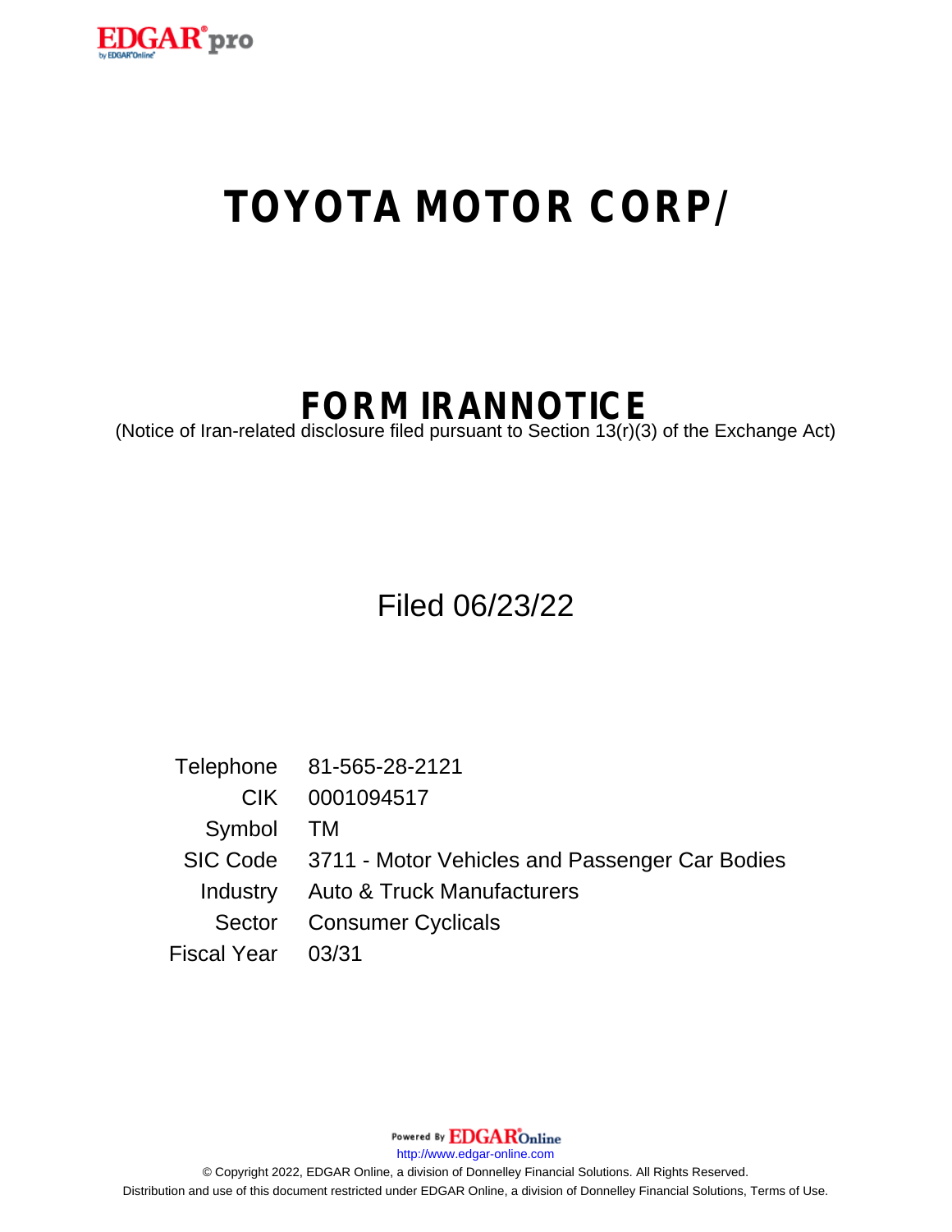# TOYOTA MOTOR CORP/

## FORM IRANNOTICE

(Notice of Iran-related disclosure filed pursuant to Section 13(r)(3) of the Exchange Act)

Filed 06/23/22

| | |
|---|---|
| Telephone | 81-565-28-2121 |
| CIK | 0001094517 |
| Symbol | TM |
| SIC Code | 3711 - Motor Vehicles and Passenger Car Bodies |
| Industry | Auto & Truck Manufacturers |
| Sector | Consumer Cyclicals |
| Fiscal Year | 03/31 |

Powered By EDGAR Online

http://www.edgar-online.com

© Copyright 2022, EDGAR Online, a division of Donnelley Financial Solutions. All Rights Reserved.
Distribution and use of this document restricted under EDGAR Online, a division of Donnelley Financial Solutions, Terms of Use.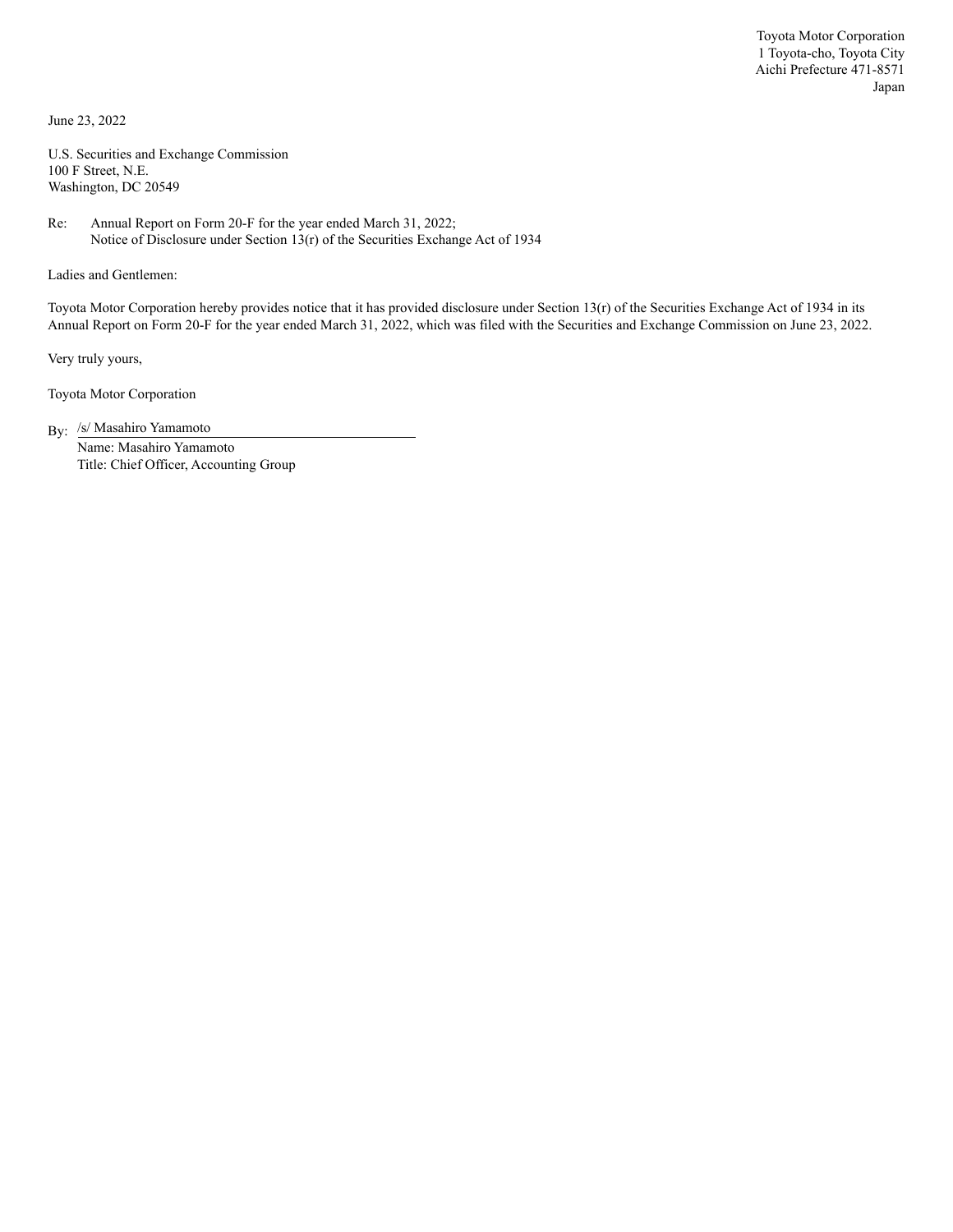Toyota Motor Corporation
1 Toyota-cho, Toyota City
Aichi Prefecture 471-8571
Japan

June 23, 2022

U.S. Securities and Exchange Commission
100 F Street, N.E.
Washington, DC 20549

Re: Annual Report on Form 20-F for the year ended March 31, 2022;
Notice of Disclosure under Section 13(r) of the Securities Exchange Act of 1934

Ladies and Gentlemen:

Toyota Motor Corporation hereby provides notice that it has provided disclosure under Section 13(r) of the Securities Exchange Act of 1934 in its Annual Report on Form 20-F for the year ended March 31, 2022, which was filed with the Securities and Exchange Commission on June 23, 2022.

Very truly yours,

Toyota Motor Corporation

By: /s/ Masahiro Yamamoto
Name: Masahiro Yamamoto
Title: Chief Officer, Accounting Group